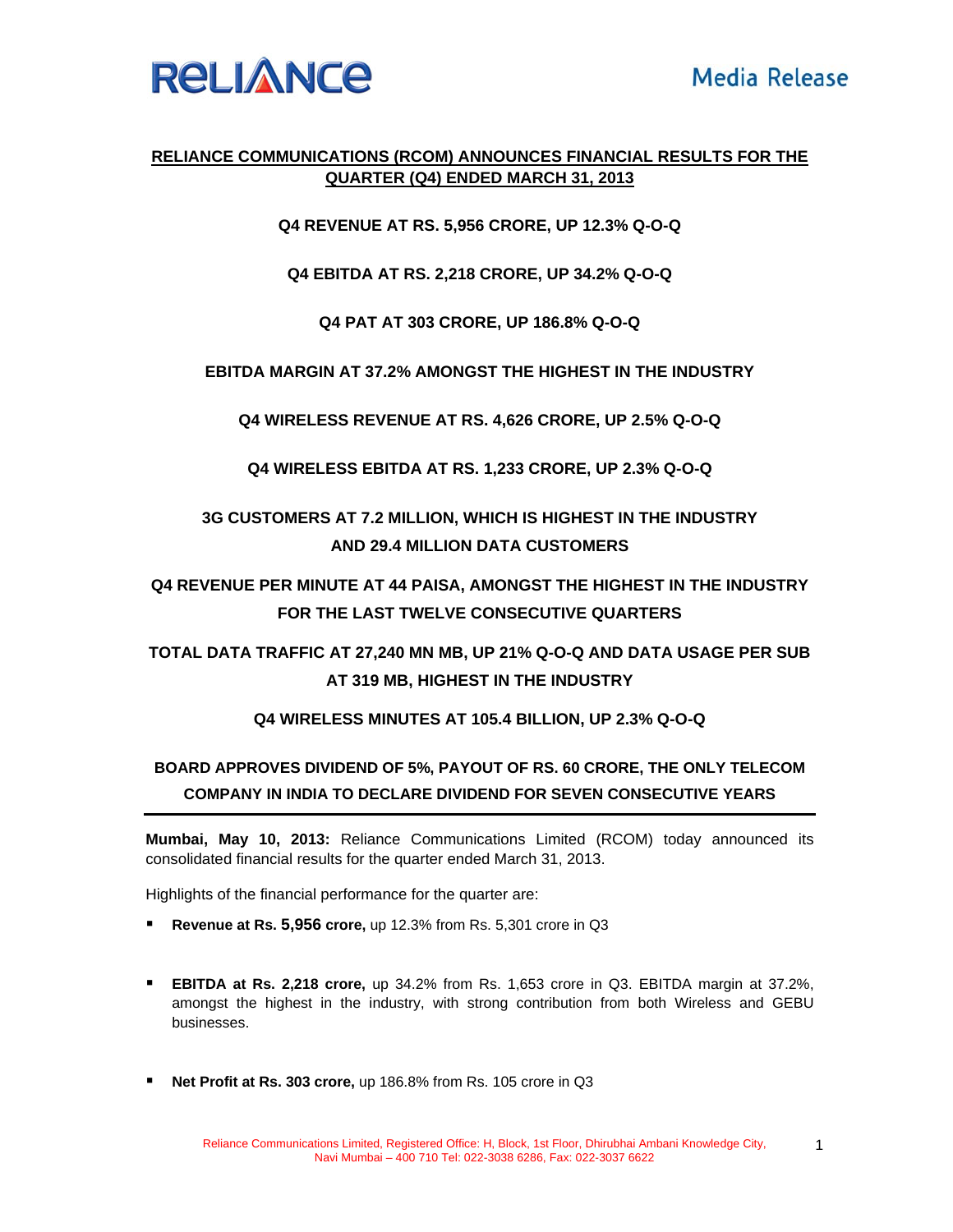# RELIANCE COMMUNICATIONS (RCOM) ANNOUNCES FINANCIAL RESULTS FOR THE QUARTER (Q4) ENDED MARCH 31, 2013

**Q4 REVENUE AT RS. 5,956 CRORE, UP 12.3% Q-O-Q**

**Q4 EBITDA AT RS. 2,218 CRORE, UP 34.2% Q-O-Q**

**Q4 PAT AT 303 CRORE, UP 186.8% Q-O-Q**

**EBITDA MARGIN AT 37.2% AMONGST THE HIGHEST IN THE INDUSTRY**

**Q4 WIRELESS REVENUE AT RS. 4,626 CRORE, UP 2.5% Q-O-Q**

**Q4 WIRELESS EBITDA AT RS. 1,233 CRORE, UP 2.3% Q-O-Q**

**3G CUSTOMERS AT 7.2 MILLION, WHICH IS HIGHEST IN THE INDUSTRY AND 29.4 MILLION DATA CUSTOMERS**

**Q4 REVENUE PER MINUTE AT 44 PAISA, AMONGST THE HIGHEST IN THE INDUSTRY FOR THE LAST TWELVE CONSECUTIVE QUARTERS**

**TOTAL DATA TRAFFIC AT 27,240 MN MB, UP 21% Q-O-Q AND DATA USAGE PER SUB AT 319 MB, HIGHEST IN THE INDUSTRY**

**Q4 WIRELESS MINUTES AT 105.4 BILLION, UP 2.3% Q-O-Q**

**BOARD APPROVES DIVIDEND OF 5%, PAYOUT OF RS. 60 CRORE, THE ONLY TELECOM COMPANY IN INDIA TO DECLARE DIVIDEND FOR SEVEN CONSECUTIVE YEARS**

---

**Mumbai, May 10, 2013:** Reliance Communications Limited (RCOM) today announced its consolidated financial results for the quarter ended March 31, 2013.

Highlights of the financial performance for the quarter are:

- **Revenue at Rs. 5,956 crore,** up 12.3% from Rs. 5,301 crore in Q3
- **EBITDA at Rs. 2,218 crore,** up 34.2% from Rs. 1,653 crore in Q3. EBITDA margin at 37.2%, amongst the highest in the industry, with strong contribution from both Wireless and GEBU businesses.
- **Net Profit at Rs. 303 crore,** up 186.8% from Rs. 105 crore in Q3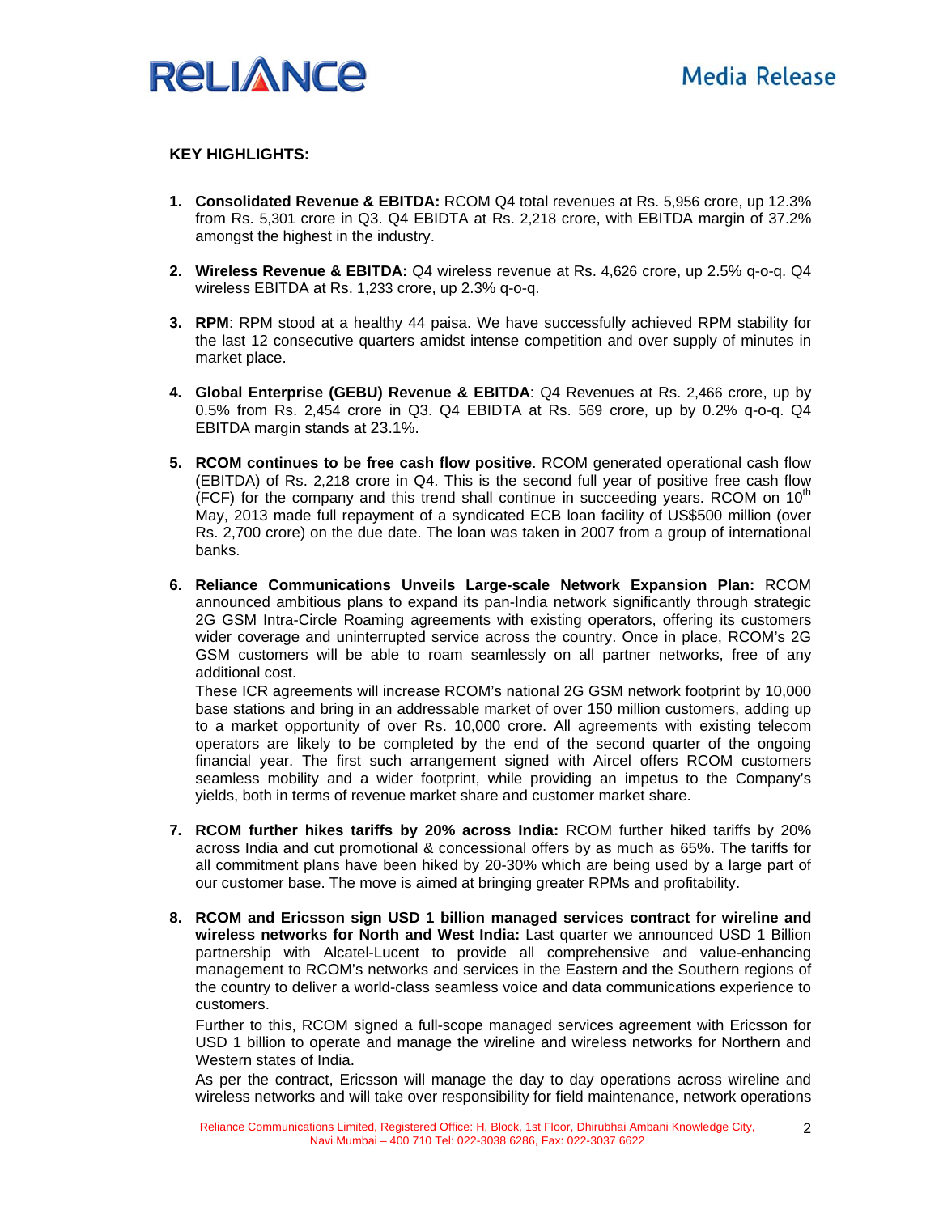**KEY HIGHLIGHTS:**

1. **Consolidated Revenue & EBITDA:** RCOM Q4 total revenues at Rs. 5,956 crore, up 12.3% from Rs. 5,301 crore in Q3. Q4 EBIDTA at Rs. 2,218 crore, with EBITDA margin of 37.2% amongst the highest in the industry.

2. **Wireless Revenue & EBITDA:** Q4 wireless revenue at Rs. 4,626 crore, up 2.5% q-o-q. Q4 wireless EBITDA at Rs. 1,233 crore, up 2.3% q-o-q.

3. **RPM**: RPM stood at a healthy 44 paisa. We have successfully achieved RPM stability for the last 12 consecutive quarters amidst intense competition and over supply of minutes in market place.

4. **Global Enterprise (GEBU) Revenue & EBITDA**: Q4 Revenues at Rs. 2,466 crore, up by 0.5% from Rs. 2,454 crore in Q3. Q4 EBIDTA at Rs. 569 crore, up by 0.2% q-o-q. Q4 EBITDA margin stands at 23.1%.

5. **RCOM continues to be free cash flow positive**. RCOM generated operational cash flow (EBITDA) of Rs. 2,218 crore in Q4. This is the second full year of positive free cash flow (FCF) for the company and this trend shall continue in succeeding years. RCOM on 10th May, 2013 made full repayment of a syndicated ECB loan facility of US$500 million (over Rs. 2,700 crore) on the due date. The loan was taken in 2007 from a group of international banks.

6. **Reliance Communications Unveils Large-scale Network Expansion Plan:** RCOM announced ambitious plans to expand its pan-India network significantly through strategic 2G GSM Intra-Circle Roaming agreements with existing operators, offering its customers wider coverage and uninterrupted service across the country. Once in place, RCOM's 2G GSM customers will be able to roam seamlessly on all partner networks, free of any additional cost.

   These ICR agreements will increase RCOM's national 2G GSM network footprint by 10,000 base stations and bring in an addressable market of over 150 million customers, adding up to a market opportunity of over Rs. 10,000 crore. All agreements with existing telecom operators are likely to be completed by the end of the second quarter of the ongoing financial year. The first such arrangement signed with Aircel offers RCOM customers seamless mobility and a wider footprint, while providing an impetus to the Company's yields, both in terms of revenue market share and customer market share.

7. **RCOM further hikes tariffs by 20% across India:** RCOM further hiked tariffs by 20% across India and cut promotional & concessional offers by as much as 65%. The tariffs for all commitment plans have been hiked by 20-30% which are being used by a large part of our customer base. The move is aimed at bringing greater RPMs and profitability.

8. **RCOM and Ericsson sign USD 1 billion managed services contract for wireline and wireless networks for North and West India:** Last quarter we announced USD 1 Billion partnership with Alcatel-Lucent to provide all comprehensive and value-enhancing management to RCOM's networks and services in the Eastern and the Southern regions of the country to deliver a world-class seamless voice and data communications experience to customers.

   Further to this, RCOM signed a full-scope managed services agreement with Ericsson for USD 1 billion to operate and manage the wireline and wireless networks for Northern and Western states of India.

   As per the contract, Ericsson will manage the day to day operations across wireline and wireless networks and will take over responsibility for field maintenance, network operations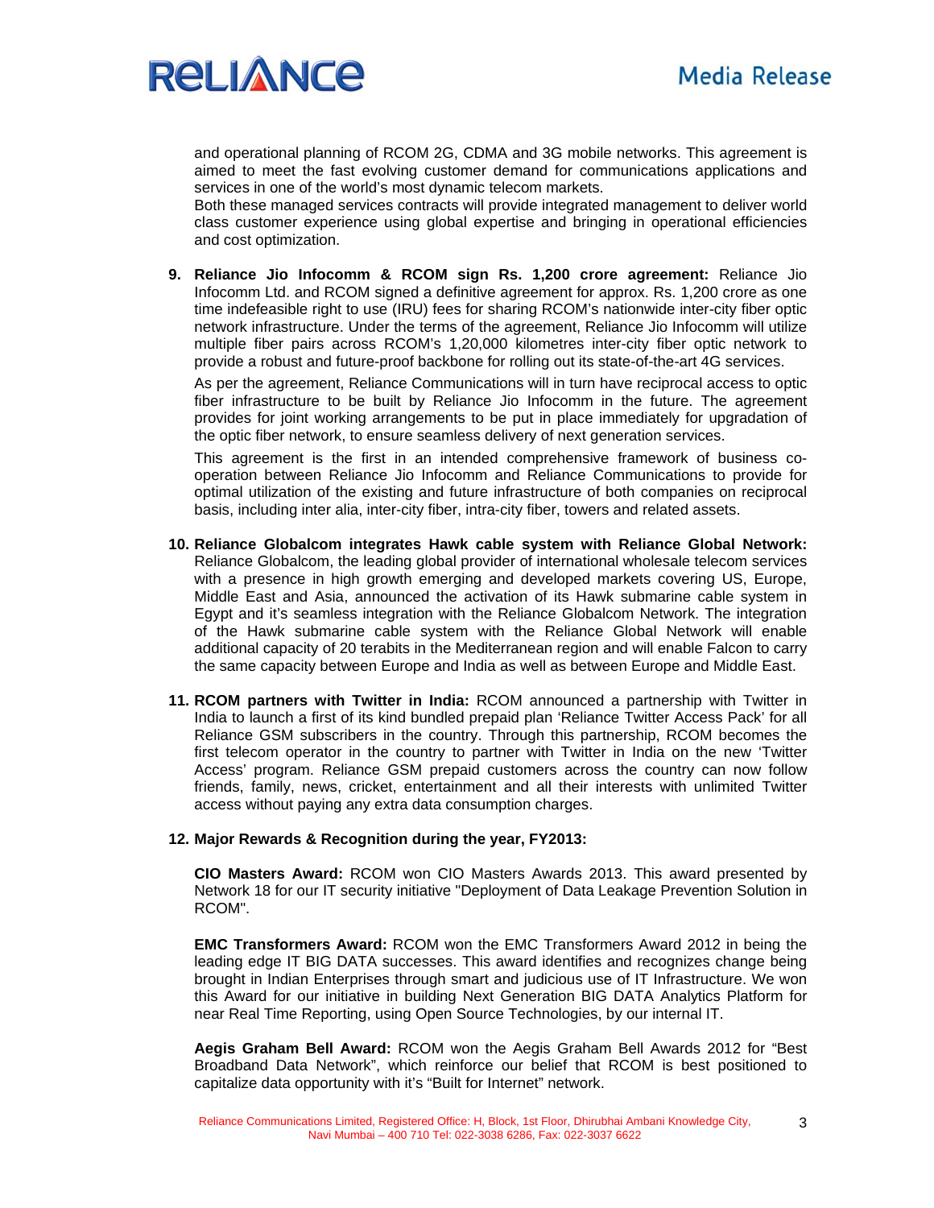and operational planning of RCOM 2G, CDMA and 3G mobile networks. This agreement is aimed to meet the fast evolving customer demand for communications applications and services in one of the world's most dynamic telecom markets.

Both these managed services contracts will provide integrated management to deliver world class customer experience using global expertise and bringing in operational efficiencies and cost optimization.

9. **Reliance Jio Infocomm & RCOM sign Rs. 1,200 crore agreement:** Reliance Jio Infocomm Ltd. and RCOM signed a definitive agreement for approx. Rs. 1,200 crore as one time indefeasible right to use (IRU) fees for sharing RCOM's nationwide inter-city fiber optic network infrastructure. Under the terms of the agreement, Reliance Jio Infocomm will utilize multiple fiber pairs across RCOM's 1,20,000 kilometres inter-city fiber optic network to provide a robust and future-proof backbone for rolling out its state-of-the-art 4G services.

   As per the agreement, Reliance Communications will in turn have reciprocal access to optic fiber infrastructure to be built by Reliance Jio Infocomm in the future. The agreement provides for joint working arrangements to be put in place immediately for upgradation of the optic fiber network, to ensure seamless delivery of next generation services.

   This agreement is the first in an intended comprehensive framework of business co-operation between Reliance Jio Infocomm and Reliance Communications to provide for optimal utilization of the existing and future infrastructure of both companies on reciprocal basis, including inter alia, inter-city fiber, intra-city fiber, towers and related assets.

10. **Reliance Globalcom integrates Hawk cable system with Reliance Global Network:** Reliance Globalcom, the leading global provider of international wholesale telecom services with a presence in high growth emerging and developed markets covering US, Europe, Middle East and Asia, announced the activation of its Hawk submarine cable system in Egypt and it's seamless integration with the Reliance Globalcom Network. The integration of the Hawk submarine cable system with the Reliance Global Network will enable additional capacity of 20 terabits in the Mediterranean region and will enable Falcon to carry the same capacity between Europe and India as well as between Europe and Middle East.

11. **RCOM partners with Twitter in India:** RCOM announced a partnership with Twitter in India to launch a first of its kind bundled prepaid plan 'Reliance Twitter Access Pack' for all Reliance GSM subscribers in the country. Through this partnership, RCOM becomes the first telecom operator in the country to partner with Twitter in India on the new 'Twitter Access' program. Reliance GSM prepaid customers across the country can now follow friends, family, news, cricket, entertainment and all their interests with unlimited Twitter access without paying any extra data consumption charges.

12. **Major Rewards & Recognition during the year, FY2013:**

   **CIO Masters Award:** RCOM won CIO Masters Awards 2013. This award presented by Network 18 for our IT security initiative "Deployment of Data Leakage Prevention Solution in RCOM".

   **EMC Transformers Award:** RCOM won the EMC Transformers Award 2012 in being the leading edge IT BIG DATA successes. This award identifies and recognizes change being brought in Indian Enterprises through smart and judicious use of IT Infrastructure. We won this Award for our initiative in building Next Generation BIG DATA Analytics Platform for near Real Time Reporting, using Open Source Technologies, by our internal IT.

   **Aegis Graham Bell Award:** RCOM won the Aegis Graham Bell Awards 2012 for "Best Broadband Data Network", which reinforce our belief that RCOM is best positioned to capitalize data opportunity with it's "Built for Internet" network.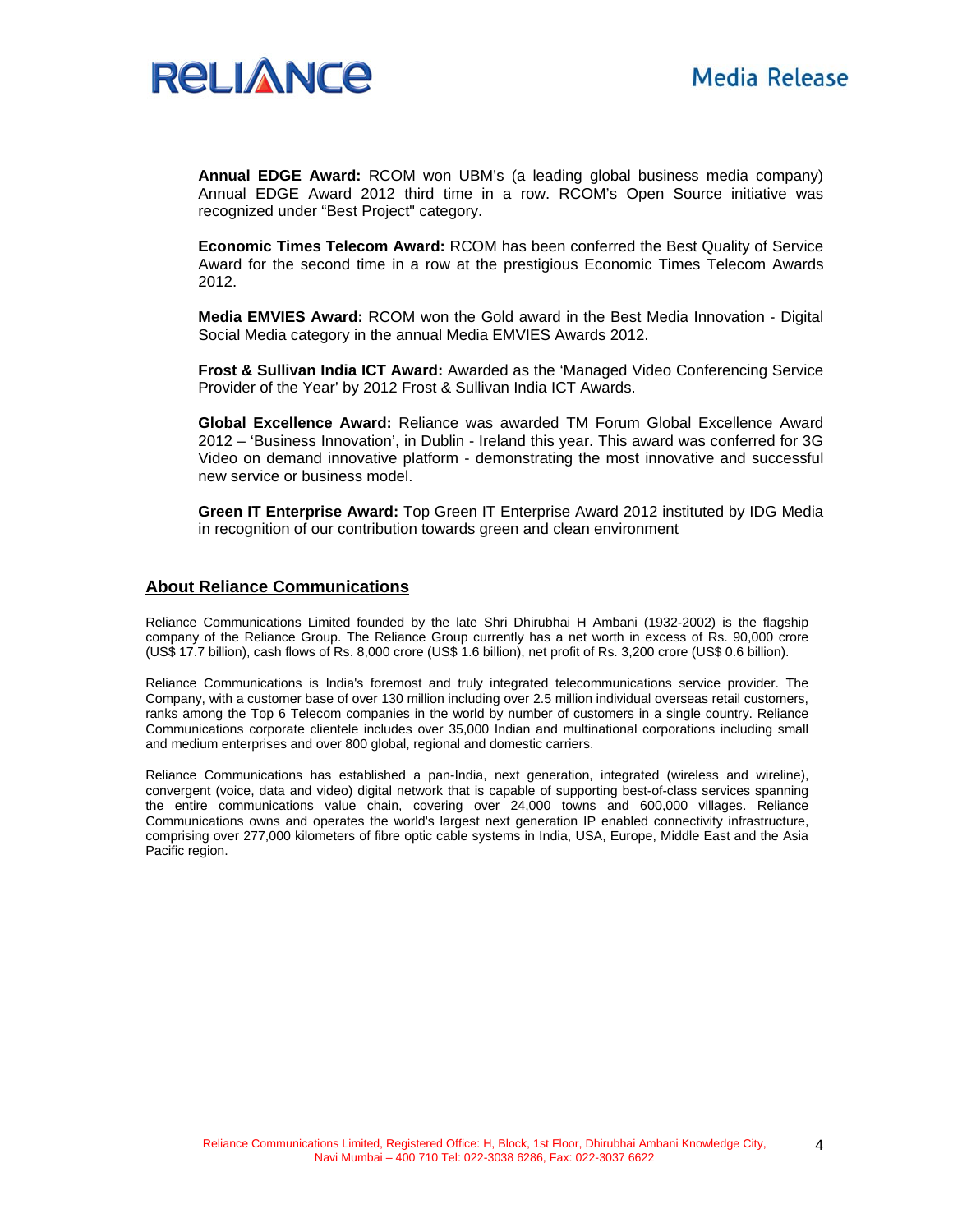**Annual EDGE Award:** RCOM won UBM's (a leading global business media company) Annual EDGE Award 2012 third time in a row. RCOM's Open Source initiative was recognized under "Best Project" category.

**Economic Times Telecom Award:** RCOM has been conferred the Best Quality of Service Award for the second time in a row at the prestigious Economic Times Telecom Awards 2012.

**Media EMVIES Award:** RCOM won the Gold award in the Best Media Innovation - Digital Social Media category in the annual Media EMVIES Awards 2012.

**Frost & Sullivan India ICT Award:** Awarded as the 'Managed Video Conferencing Service Provider of the Year' by 2012 Frost & Sullivan India ICT Awards.

**Global Excellence Award:** Reliance was awarded TM Forum Global Excellence Award 2012 – 'Business Innovation', in Dublin - Ireland this year. This award was conferred for 3G Video on demand innovative platform - demonstrating the most innovative and successful new service or business model.

**Green IT Enterprise Award:** Top Green IT Enterprise Award 2012 instituted by IDG Media in recognition of our contribution towards green and clean environment

## About Reliance Communications

Reliance Communications Limited founded by the late Shri Dhirubhai H Ambani (1932-2002) is the flagship company of the Reliance Group. The Reliance Group currently has a net worth in excess of Rs. 90,000 crore (US$ 17.7 billion), cash flows of Rs. 8,000 crore (US$ 1.6 billion), net profit of Rs. 3,200 crore (US$ 0.6 billion).

Reliance Communications is India's foremost and truly integrated telecommunications service provider. The Company, with a customer base of over 130 million including over 2.5 million individual overseas retail customers, ranks among the Top 6 Telecom companies in the world by number of customers in a single country. Reliance Communications corporate clientele includes over 35,000 Indian and multinational corporations including small and medium enterprises and over 800 global, regional and domestic carriers.

Reliance Communications has established a pan-India, next generation, integrated (wireless and wireline), convergent (voice, data and video) digital network that is capable of supporting best-of-class services spanning the entire communications value chain, covering over 24,000 towns and 600,000 villages. Reliance Communications owns and operates the world's largest next generation IP enabled connectivity infrastructure, comprising over 277,000 kilometers of fibre optic cable systems in India, USA, Europe, Middle East and the Asia Pacific region.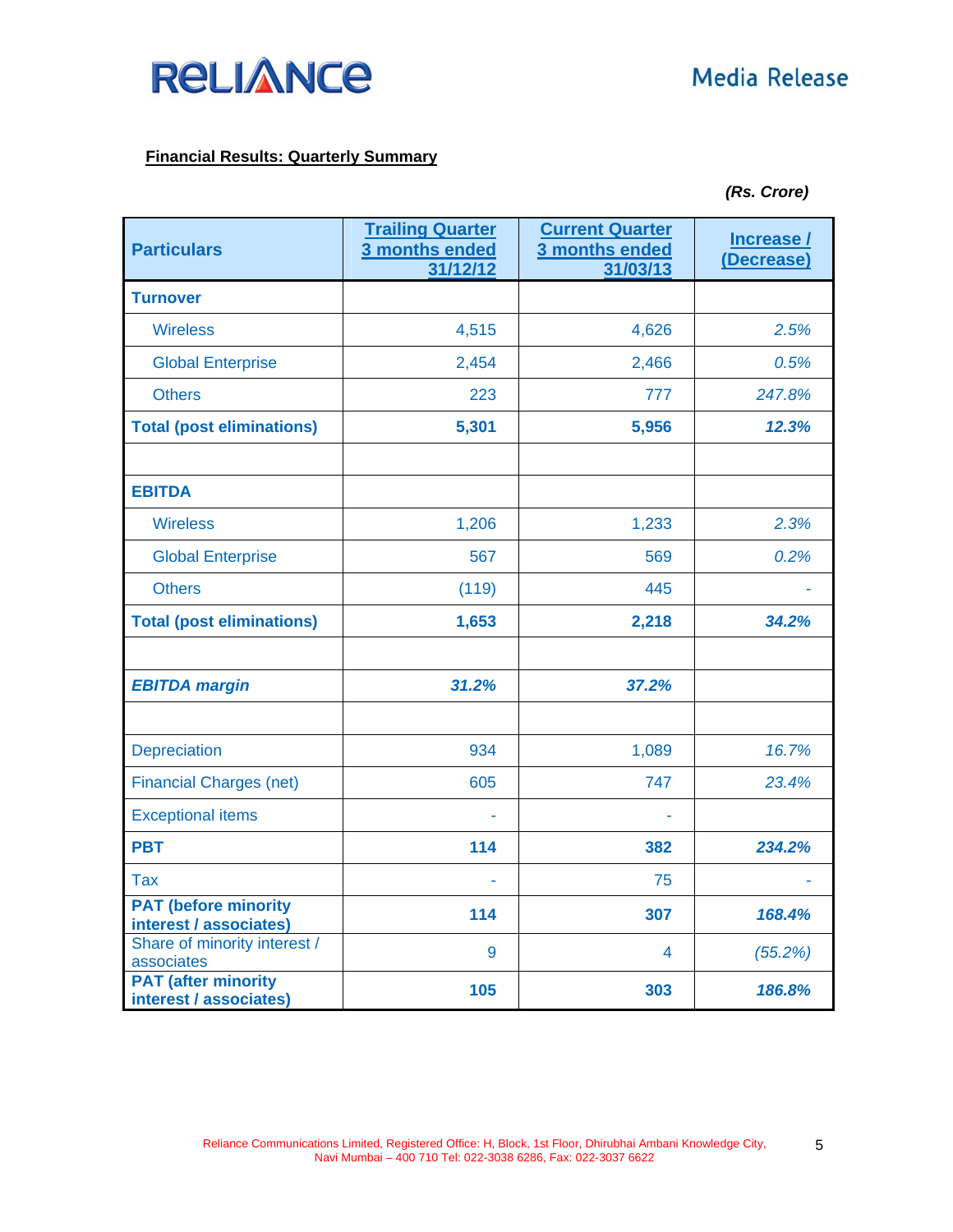**Financial Results: Quarterly Summary**

*(Rs. Crore)*

| Particulars | Trailing Quarter 3 months ended 31/12/12 | Current Quarter 3 months ended 31/03/13 | Increase / (Decrease) |
|---|---|---|---|
| **Turnover** | | | |
| Wireless | 4,515 | 4,626 | *2.5%* |
| Global Enterprise | 2,454 | 2,466 | *0.5%* |
| Others | 223 | 777 | *247.8%* |
| **Total (post eliminations)** | **5,301** | **5,956** | ***12.3%*** |
| | | | |
| **EBITDA** | | | |
| Wireless | 1,206 | 1,233 | *2.3%* |
| Global Enterprise | 567 | 569 | *0.2%* |
| Others | (119) | 445 | - |
| **Total (post eliminations)** | **1,653** | **2,218** | ***34.2%*** |
| | | | |
| ***EBITDA margin*** | ***31.2%*** | ***37.2%*** | |
| | | | |
| Depreciation | 934 | 1,089 | *16.7%* |
| Financial Charges (net) | 605 | 747 | *23.4%* |
| Exceptional items | - | - | |
| **PBT** | **114** | **382** | ***234.2%*** |
| Tax | - | 75 | - |
| **PAT (before minority interest / associates)** | **114** | **307** | ***168.4%*** |
| Share of minority interest / associates | 9 | 4 | *(55.2%)* |
| **PAT (after minority interest / associates)** | **105** | **303** | ***186.8%*** |

Reliance Communications Limited, Registered Office: H, Block, 1st Floor, Dhirubhai Ambani Knowledge City, Navi Mumbai – 400 710 Tel: 022-3038 6286, Fax: 022-3037 6622